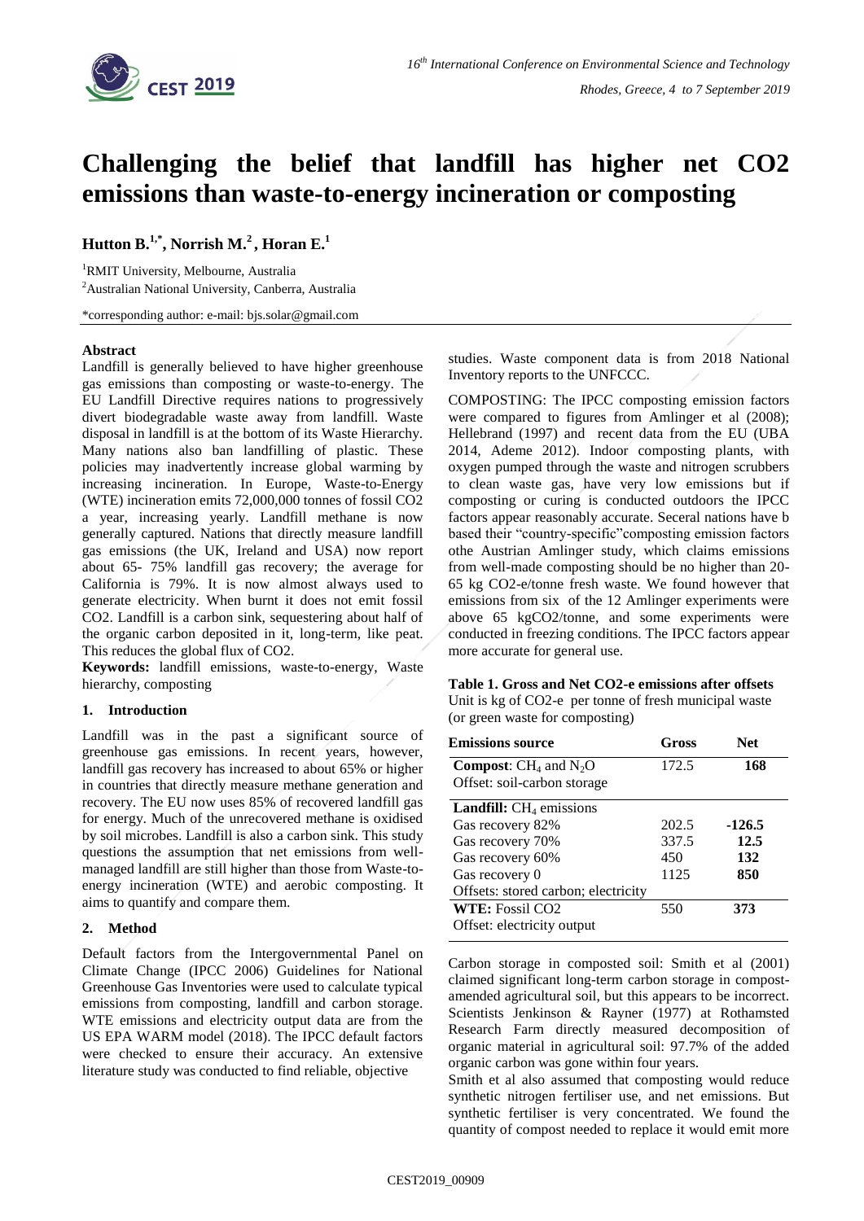# Challenging the belief that landfill has higher net CO2 emissions than waste-to-energy incineration or composting

**Hutton B.[1,*], Norrish M.[2], Horan E.[1]**

[1]RMIT University, Melbourne, Australia

[2]Australian National University, Canberra, Australia

*corresponding author: e-mail: bjs.solar@gmail.com

## Abstract

Landfill is generally believed to have higher greenhouse gas emissions than composting or waste-to-energy. The EU Landfill Directive requires nations to progressively divert biodegradable waste away from landfill. Waste disposal in landfill is at the bottom of its Waste Hierarchy. Many nations also ban landfilling of plastic. These policies may inadvertently increase global warming by increasing incineration. In Europe, Waste-to-Energy (WTE) incineration emits 72,000,000 tonnes of fossil CO2 a year, increasing yearly. Landfill methane is now generally captured. Nations that directly measure landfill gas emissions (the UK, Ireland and USA) now report about 65- 75% landfill gas recovery; the average for California is 79%. It is now almost always used to generate electricity. When burnt it does not emit fossil CO2. Landfill is a carbon sink, sequestering about half of the organic carbon deposited in it, long-term, like peat. This reduces the global flux of CO2.

**Keywords:** landfill emissions, waste-to-energy, Waste hierarchy, composting

## 1. Introduction

Landfill was in the past a significant source of greenhouse gas emissions. In recent years, however, landfill gas recovery has increased to about 65% or higher in countries that directly measure methane generation and recovery. The EU now uses 85% of recovered landfill gas for energy. Much of the unrecovered methane is oxidised by soil microbes. Landfill is also a carbon sink. This study questions the assumption that net emissions from well-managed landfill are still higher than those from Waste-to-energy incineration (WTE) and aerobic composting. It aims to quantify and compare them.

## 2. Method

Default factors from the Intergovernmental Panel on Climate Change (IPCC 2006) Guidelines for National Greenhouse Gas Inventories were used to calculate typical emissions from composting, landfill and carbon storage. WTE emissions and electricity output data are from the US EPA WARM model (2018). The IPCC default factors were checked to ensure their accuracy. An extensive literature study was conducted to find reliable, objective studies. Waste component data is from 2018 National Inventory reports to the UNFCCC.

COMPOSTING: The IPCC composting emission factors were compared to figures from Amlinger et al (2008); Hellebrand (1997) and recent data from the EU (UBA 2014, Ademe 2012). Indoor composting plants, with oxygen pumped through the waste and nitrogen scrubbers to clean waste gas, have very low emissions but if composting or curing is conducted outdoors the IPCC factors appear reasonably accurate. Seceral nations have b based their "country-specific"composting emission factors othe Austrian Amlinger study, which claims emissions from well-made composting should be no higher than 20-65 kg CO2-e/tonne fresh waste. We found however that emissions from six of the 12 Amlinger experiments were above 65 kgCO2/tonne, and some experiments were conducted in freezing conditions. The IPCC factors appear more accurate for general use.

**Table 1. Gross and Net CO2-e emissions after offsets**

Unit is kg of CO2-e per tonne of fresh municipal waste (or green waste for composting)

| Emissions source | Gross | Net |
|---|---|---|
| **Compost**: $CH_4$ and $N_2O$ | 172.5 | **168** |
| Offset: soil-carbon storage | | |
| **Landfill:** $CH_4$ emissions | | |
| Gas recovery 82% | 202.5 | **-126.5** |
| Gas recovery 70% | 337.5 | **12.5** |
| Gas recovery 60% | 450 | **132** |
| Gas recovery 0 | 1125 | **850** |
| Offsets: stored carbon; electricity | | |
| **WTE:** Fossil CO2 | 550 | **373** |
| Offset: electricity output | | |

Carbon storage in composted soil: Smith et al (2001) claimed significant long-term carbon storage in compost-amended agricultural soil, but this appears to be incorrect. Scientists Jenkinson & Rayner (1977) at Rothamsted Research Farm directly measured decomposition of organic material in agricultural soil: 97.7% of the added organic carbon was gone within four years.

Smith et al also assumed that composting would reduce synthetic nitrogen fertiliser use, and net emissions. But synthetic fertiliser is very concentrated. We found the quantity of compost needed to replace it would emit more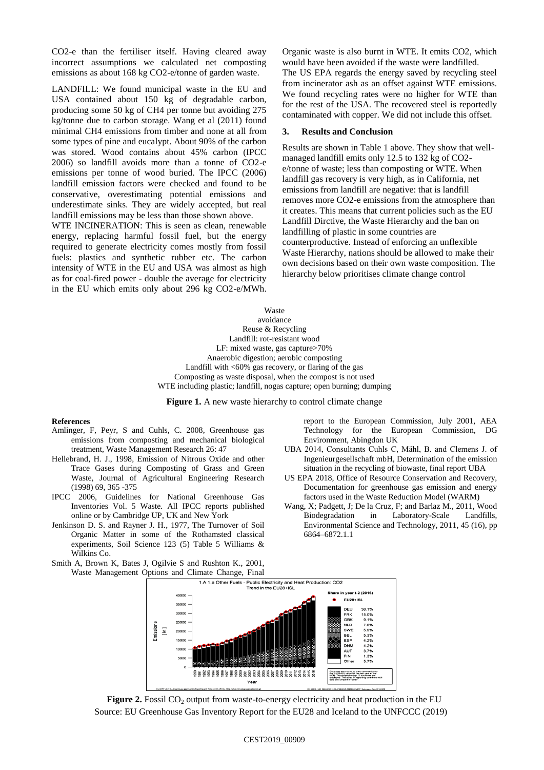CO2-e than the fertiliser itself. Having cleared away incorrect assumptions we calculated net composting emissions as about 168 kg CO2-e/tonne of garden waste.

LANDFILL: We found municipal waste in the EU and USA contained about 150 kg of degradable carbon, producing some 50 kg of $CH_4$ per tonne but avoiding 275 kg/tonne due to carbon storage. Wang et al (2011) found minimal $CH_4$ emissions from timber and none at all from some types of pine and eucalypt. About 90% of the carbon was stored. Wood contains about 45% carbon (IPCC 2006) so landfill avoids more than a tonne of CO2-e emissions per tonne of wood buried. The IPCC (2006) landfill emission factors were checked and found to be conservative, overestimating potential emissions and underestimate sinks. They are widely accepted, but real landfill emissions may be less than those shown above.

WTE INCINERATION: This is seen as clean, renewable energy, replacing harmful fossil fuel, but the energy required to generate electricity comes mostly from fossil fuels: plastics and synthetic rubber etc. The carbon intensity of WTE in the EU and USA was almost as high as for coal-fired power - double the average for electricity in the EU which emits only about 296 kg CO2-e/MWh. Organic waste is also burnt in WTE. It emits $CO_2$, which would have been avoided if the waste were landfilled.

The US EPA regards the energy saved by recycling steel from incinerator ash as an offset against WTE emissions. We found recycling rates were no higher for WTE than for the rest of the USA. The recovered steel is reportedly contaminated with copper. We did not include this offset.

## 3. Results and Conclusion

Results are shown in Table 1 above. They show that well-managed landfill emits only 12.5 to 132 kg of CO2-e/tonne of waste; less than composting or WTE. When landfill gas recovery is very high, as in California, net emissions from landfill are negative: that is landfill removes more CO2-e emissions from the atmosphere than it creates. This means that current policies such as the EU Landfill Dirctive, the Waste Hierarchy and the ban on landfilling of plastic in some countries are counterproductive. Instead of enforcing an unflexible Waste Hierarchy, nations should be allowed to make their own decisions based on their own waste composition. The hierarchy below prioritises climate change control

Waste  
avoidance  
Reuse & Recycling  
Landfill: rot-resistant wood  
LF: mixed waste, gas capture>70%  
Anaerobic digestion; aerobic composting  
Landfill with <60% gas recovery, or flaring of the gas  
Composting as waste disposal, when the compost is not used  
WTE including plastic; landfill, nogas capture; open burning; dumping

**Figure 1.** A new waste hierarchy to control climate change

### References

Amlinger, F, Peyr, S and Cuhls, C. 2008, Greenhouse gas emissions from composting and mechanical biological treatment, Waste Management Research 26: 47

Hellebrand, H. J., 1998, Emission of Nitrous Oxide and other Trace Gases during Composting of Grass and Green Waste, Journal of Agricultural Engineering Research (1998) 69, 365 -375

IPCC 2006, Guidelines for National Greenhouse Gas Inventories Vol. 5 Waste. All IPCC reports published online or by Cambridge UP, UK and New York

Jenkinson D. S. and Rayner J. H., 1977, The Turnover of Soil Organic Matter in some of the Rothamsted classical experiments, Soil Science 123 (5) Table 5 Williams & Wilkins Co.

Smith A, Brown K, Bates J, Ogilvie S and Rushton K., 2001, Waste Management Options and Climate Change, Final report to the European Commission, July 2001, AEA Technology for the European Commission, DG Environment, Abingdon UK

UBA 2014, Consultants Cuhls C, Mähl, B. and Clemens J. of Ingenieurgesellschaft mbH, Determination of the emission situation in the recycling of biowaste, final report UBA

US EPA 2018, Office of Resource Conservation and Recovery, Documentation for greenhouse gas emission and energy factors used in the Waste Reduction Model (WARM)

Wang, X; Padgett, J; De la Cruz, F; and Barlaz M., 2011, Wood Biodegradation in Laboratory-Scale Landfills, Environmental Science and Technology, 2011, 45 (16), pp 6864–6872.1.1

1.A.1.a Other Fuels - Public Electricity and Heat Production: CO2  
Trend in the EU28+ISL

Emissions [kt]  
40000  
35000  
30000  
25000  
20000  
15000  
10000  
5000  
0

Year  
1990 1991 1992 1993 1994 1995 1996 1997 1998 1999 2000 2001 2002 2003 2004 2005 2006 2007 2008 2009 2010 2011 2012 2013 2014 2015 2016

Share in year t-2 (2016)  
EU28+ISL  
DEU 38.1%  
FRK 15.0%  
GBK 9.1%  
NLD 7.6%  
SWE 5.9%  
BEL 5.3%  
ESP 4.2%  
DNM 4.2%  
AUT 3.7%  
FIN 1.3%  
Other 5.7%

**Figure 2.** Fossil $CO_2$ output from waste-to-energy electricity and heat production in the EU  
Source: EU Greenhouse Gas Inventory Report for the EU28 and Iceland to the UNFCCC (2019)